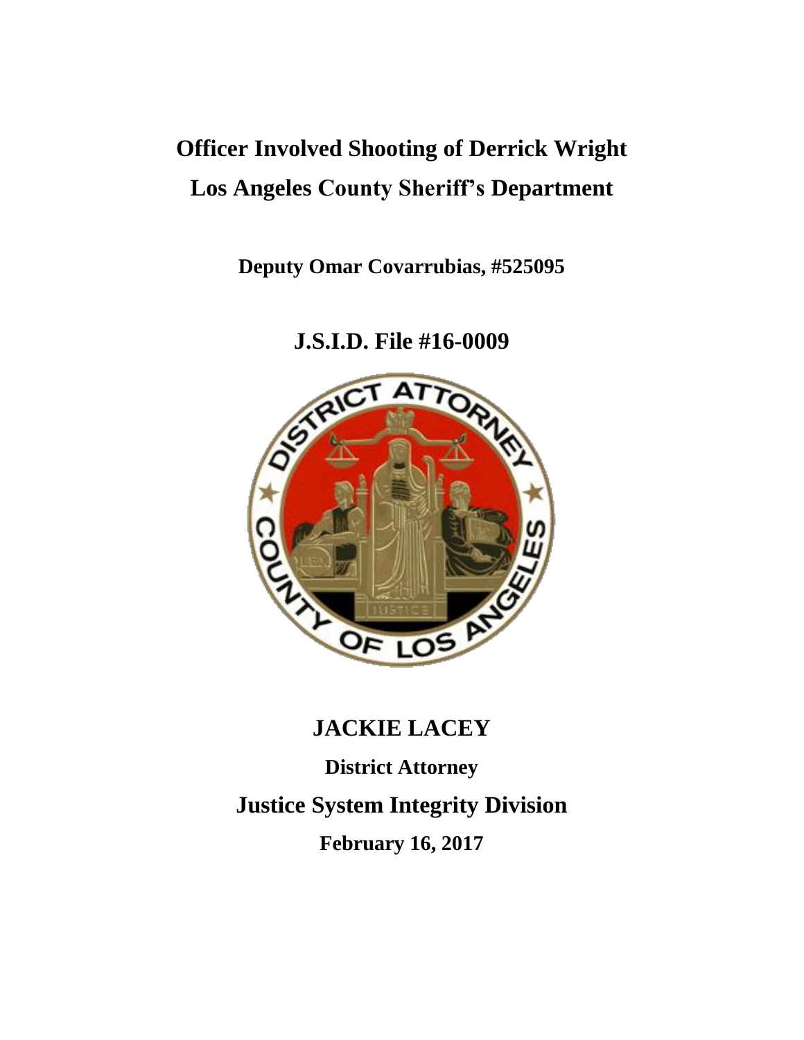# Officer Involved Shooting of Derrick Wright

# Los Angeles County Sheriff's Department

**Deputy Omar Covarrubias, #525095**

## J.S.I.D. File #16-0009

## JACKIE LACEY

**District Attorney**

## Justice System Integrity Division

**February 16, 2017**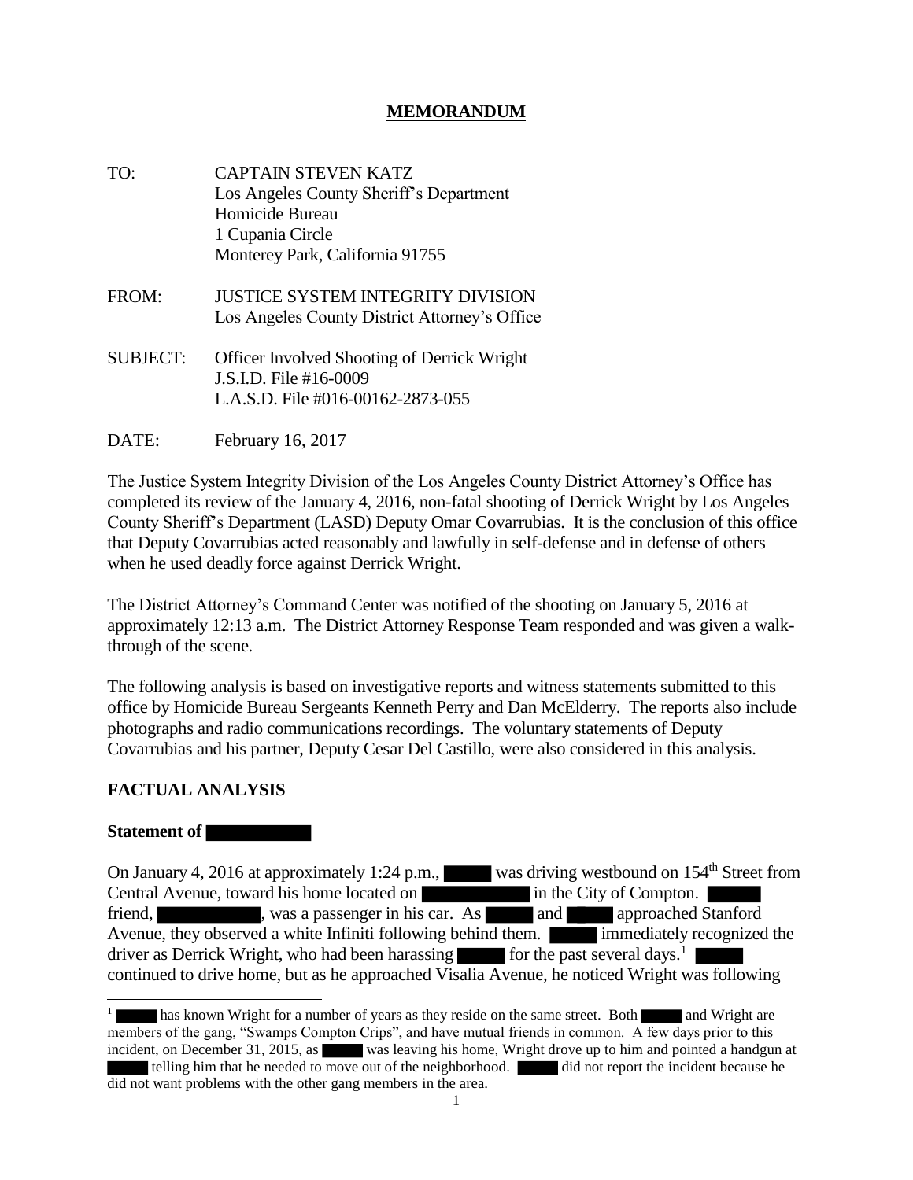# MEMORANDUM

TO: CAPTAIN STEVEN KATZ
Los Angeles County Sheriff's Department
Homicide Bureau
1 Cupania Circle
Monterey Park, California 91755

FROM: JUSTICE SYSTEM INTEGRITY DIVISION
Los Angeles County District Attorney's Office

SUBJECT: Officer Involved Shooting of Derrick Wright
J.S.I.D. File #16-0009
L.A.S.D. File #016-00162-2873-055

DATE: February 16, 2017

The Justice System Integrity Division of the Los Angeles County District Attorney's Office has completed its review of the January 4, 2016, non-fatal shooting of Derrick Wright by Los Angeles County Sheriff's Department (LASD) Deputy Omar Covarrubias. It is the conclusion of this office that Deputy Covarrubias acted reasonably and lawfully in self-defense and in defense of others when he used deadly force against Derrick Wright.

The District Attorney's Command Center was notified of the shooting on January 5, 2016 at approximately 12:13 a.m. The District Attorney Response Team responded and was given a walk-through of the scene.

The following analysis is based on investigative reports and witness statements submitted to this office by Homicide Bureau Sergeants Kenneth Perry and Dan McElderry. The reports also include photographs and radio communications recordings. The voluntary statements of Deputy Covarrubias and his partner, Deputy Cesar Del Castillo, were also considered in this analysis.

## FACTUAL ANALYSIS

### Statement of ██████

On January 4, 2016 at approximately 1:24 p.m., ██████ was driving westbound on 154th Street from Central Avenue, toward his home located on ██████ in the City of Compton. ██████ friend, ██████, was a passenger in his car. As ██████ and ██████ approached Stanford Avenue, they observed a white Infiniti following behind them. ██████ immediately recognized the driver as Derrick Wright, who had been harassing ██████ for the past several days.[1] ██████ continued to drive home, but as he approached Visalia Avenue, he noticed Wright was following

[1] ██████ has known Wright for a number of years as they reside on the same street. Both ██████ and Wright are members of the gang, "Swamps Compton Crips", and have mutual friends in common. A few days prior to this incident, on December 31, 2015, as ██████ was leaving his home, Wright drove up to him and pointed a handgun at ██████ telling him that he needed to move out of the neighborhood. ██████ did not report the incident because he did not want problems with the other gang members in the area.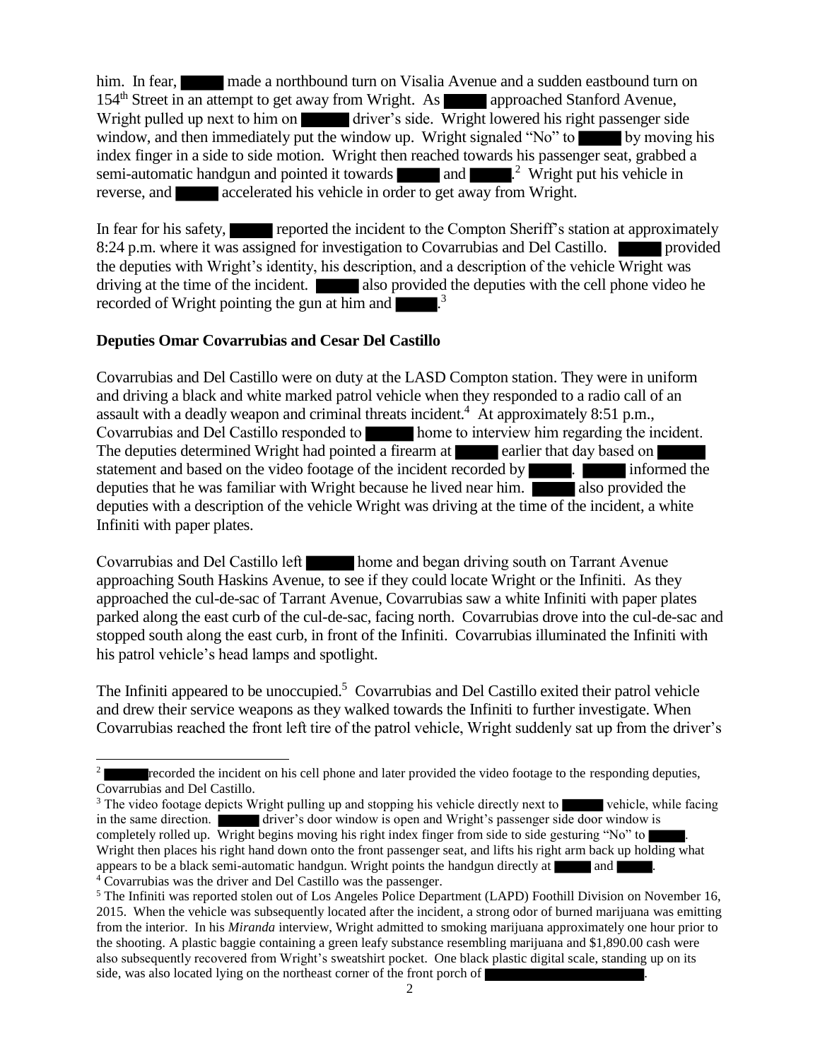him. In fear, [REDACTED] made a northbound turn on Visalia Avenue and a sudden eastbound turn on 154th Street in an attempt to get away from Wright. As [REDACTED] approached Stanford Avenue, Wright pulled up next to him on [REDACTED] driver's side. Wright lowered his right passenger side window, and then immediately put the window up. Wright signaled "No" to [REDACTED] by moving his index finger in a side to side motion. Wright then reached towards his passenger seat, grabbed a semi-automatic handgun and pointed it towards [REDACTED] and [REDACTED].[2] Wright put his vehicle in reverse, and [REDACTED] accelerated his vehicle in order to get away from Wright.

In fear for his safety, [REDACTED] reported the incident to the Compton Sheriff's station at approximately 8:24 p.m. where it was assigned for investigation to Covarrubias and Del Castillo. [REDACTED] provided the deputies with Wright's identity, his description, and a description of the vehicle Wright was driving at the time of the incident. [REDACTED] also provided the deputies with the cell phone video he recorded of Wright pointing the gun at him and [REDACTED].[3]

### Deputies Omar Covarrubias and Cesar Del Castillo

Covarrubias and Del Castillo were on duty at the LASD Compton station. They were in uniform and driving a black and white marked patrol vehicle when they responded to a radio call of an assault with a deadly weapon and criminal threats incident.[4] At approximately 8:51 p.m., Covarrubias and Del Castillo responded to [REDACTED] home to interview him regarding the incident. The deputies determined Wright had pointed a firearm at [REDACTED] earlier that day based on [REDACTED] statement and based on the video footage of the incident recorded by [REDACTED]. [REDACTED] informed the deputies that he was familiar with Wright because he lived near him. [REDACTED] also provided the deputies with a description of the vehicle Wright was driving at the time of the incident, a white Infiniti with paper plates.

Covarrubias and Del Castillo left [REDACTED] home and began driving south on Tarrant Avenue approaching South Haskins Avenue, to see if they could locate Wright or the Infiniti. As they approached the cul-de-sac of Tarrant Avenue, Covarrubias saw a white Infiniti with paper plates parked along the east curb of the cul-de-sac, facing north. Covarrubias drove into the cul-de-sac and stopped south along the east curb, in front of the Infiniti. Covarrubias illuminated the Infiniti with his patrol vehicle's head lamps and spotlight.

The Infiniti appeared to be unoccupied.[5] Covarrubias and Del Castillo exited their patrol vehicle and drew their service weapons as they walked towards the Infiniti to further investigate. When Covarrubias reached the front left tire of the patrol vehicle, Wright suddenly sat up from the driver's

---

[2] [REDACTED] recorded the incident on his cell phone and later provided the video footage to the responding deputies, Covarrubias and Del Castillo.

[3] The video footage depicts Wright pulling up and stopping his vehicle directly next to [REDACTED] vehicle, while facing in the same direction. [REDACTED] driver's door window is open and Wright's passenger side door window is completely rolled up. Wright begins moving his right index finger from side to side gesturing "No" to [REDACTED]. Wright then places his right hand down onto the front passenger seat, and lifts his right arm back up holding what appears to be a black semi-automatic handgun. Wright points the handgun directly at [REDACTED] and [REDACTED].

[4] Covarrubias was the driver and Del Castillo was the passenger.

[5] The Infiniti was reported stolen out of Los Angeles Police Department (LAPD) Foothill Division on November 16, 2015. When the vehicle was subsequently located after the incident, a strong odor of burned marijuana was emitting from the interior. In his *Miranda* interview, Wright admitted to smoking marijuana approximately one hour prior to the shooting. A plastic baggie containing a green leafy substance resembling marijuana and $1,890.00 cash were also subsequently recovered from Wright's sweatshirt pocket. One black plastic digital scale, standing up on its side, was also located lying on the northeast corner of the front porch of [REDACTED].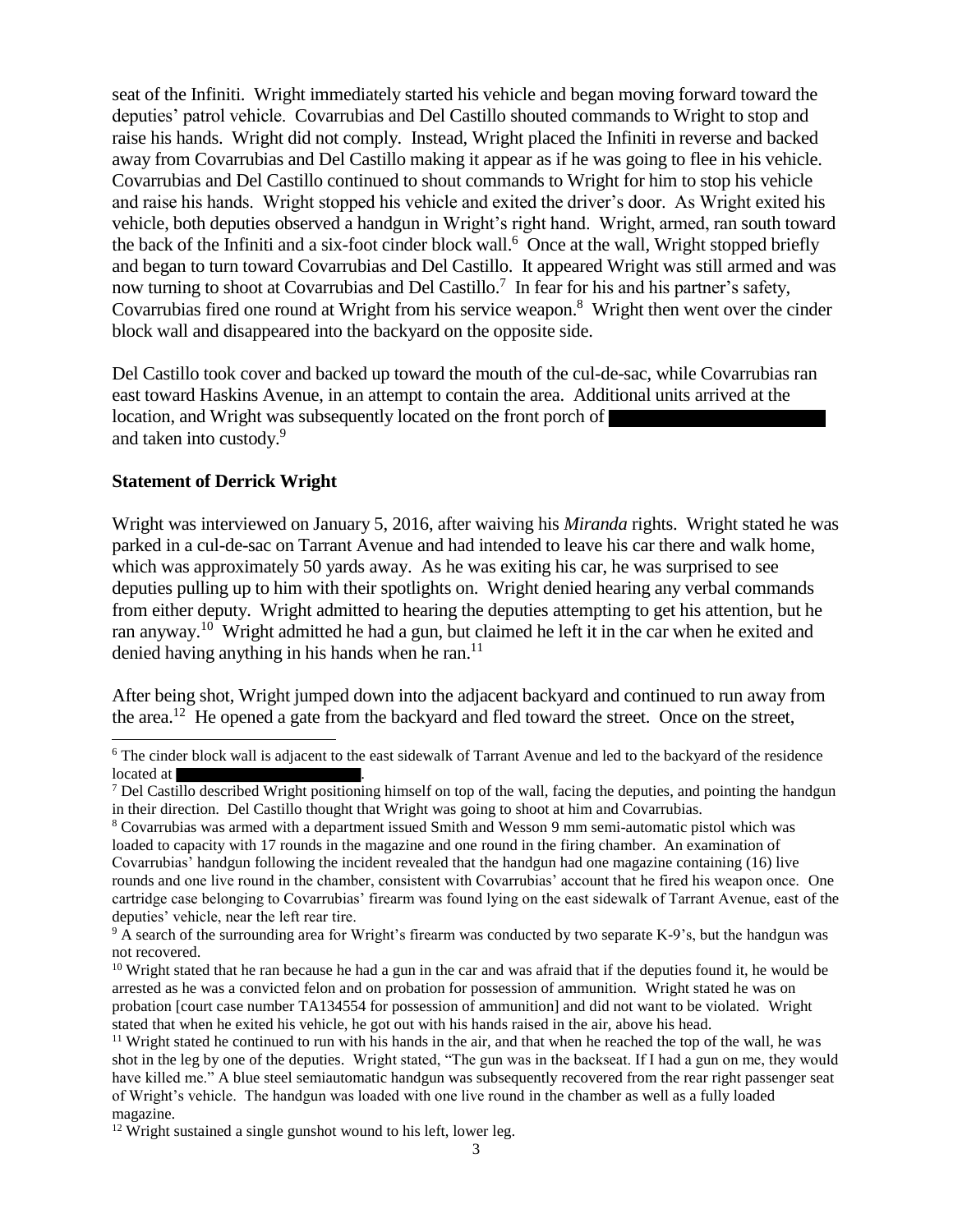seat of the Infiniti. Wright immediately started his vehicle and began moving forward toward the deputies' patrol vehicle. Covarrubias and Del Castillo shouted commands to Wright to stop and raise his hands. Wright did not comply. Instead, Wright placed the Infiniti in reverse and backed away from Covarrubias and Del Castillo making it appear as if he was going to flee in his vehicle. Covarrubias and Del Castillo continued to shout commands to Wright for him to stop his vehicle and raise his hands. Wright stopped his vehicle and exited the driver's door. As Wright exited his vehicle, both deputies observed a handgun in Wright's right hand. Wright, armed, ran south toward the back of the Infiniti and a six-foot cinder block wall.[6] Once at the wall, Wright stopped briefly and began to turn toward Covarrubias and Del Castillo. It appeared Wright was still armed and was now turning to shoot at Covarrubias and Del Castillo.[7] In fear for his and his partner's safety, Covarrubias fired one round at Wright from his service weapon.[8] Wright then went over the cinder block wall and disappeared into the backyard on the opposite side.

Del Castillo took cover and backed up toward the mouth of the cul-de-sac, while Covarrubias ran east toward Haskins Avenue, in an attempt to contain the area. Additional units arrived at the location, and Wright was subsequently located on the front porch of [REDACTED] and taken into custody.[9]

**Statement of Derrick Wright**

Wright was interviewed on January 5, 2016, after waiving his *Miranda* rights. Wright stated he was parked in a cul-de-sac on Tarrant Avenue and had intended to leave his car there and walk home, which was approximately 50 yards away. As he was exiting his car, he was surprised to see deputies pulling up to him with their spotlights on. Wright denied hearing any verbal commands from either deputy. Wright admitted to hearing the deputies attempting to get his attention, but he ran anyway.[10] Wright admitted he had a gun, but claimed he left it in the car when he exited and denied having anything in his hands when he ran.[11]

After being shot, Wright jumped down into the adjacent backyard and continued to run away from the area.[12] He opened a gate from the backyard and fled toward the street. Once on the street,

---

[6] The cinder block wall is adjacent to the east sidewalk of Tarrant Avenue and led to the backyard of the residence located at [REDACTED].

[7] Del Castillo described Wright positioning himself on top of the wall, facing the deputies, and pointing the handgun in their direction. Del Castillo thought that Wright was going to shoot at him and Covarrubias.

[8] Covarrubias was armed with a department issued Smith and Wesson 9 mm semi-automatic pistol which was loaded to capacity with 17 rounds in the magazine and one round in the firing chamber. An examination of Covarrubias' handgun following the incident revealed that the handgun had one magazine containing (16) live rounds and one live round in the chamber, consistent with Covarrubias' account that he fired his weapon once. One cartridge case belonging to Covarrubias' firearm was found lying on the east sidewalk of Tarrant Avenue, east of the deputies' vehicle, near the left rear tire.

[9] A search of the surrounding area for Wright's firearm was conducted by two separate K-9's, but the handgun was not recovered.

[10] Wright stated that he ran because he had a gun in the car and was afraid that if the deputies found it, he would be arrested as he was a convicted felon and on probation for possession of ammunition. Wright stated he was on probation [court case number TA134554 for possession of ammunition] and did not want to be violated. Wright stated that when he exited his vehicle, he got out with his hands raised in the air, above his head.

[11] Wright stated he continued to run with his hands in the air, and that when he reached the top of the wall, he was shot in the leg by one of the deputies. Wright stated, "The gun was in the backseat. If I had a gun on me, they would have killed me." A blue steel semiautomatic handgun was subsequently recovered from the rear right passenger seat of Wright's vehicle. The handgun was loaded with one live round in the chamber as well as a fully loaded magazine.

[12] Wright sustained a single gunshot wound to his left, lower leg.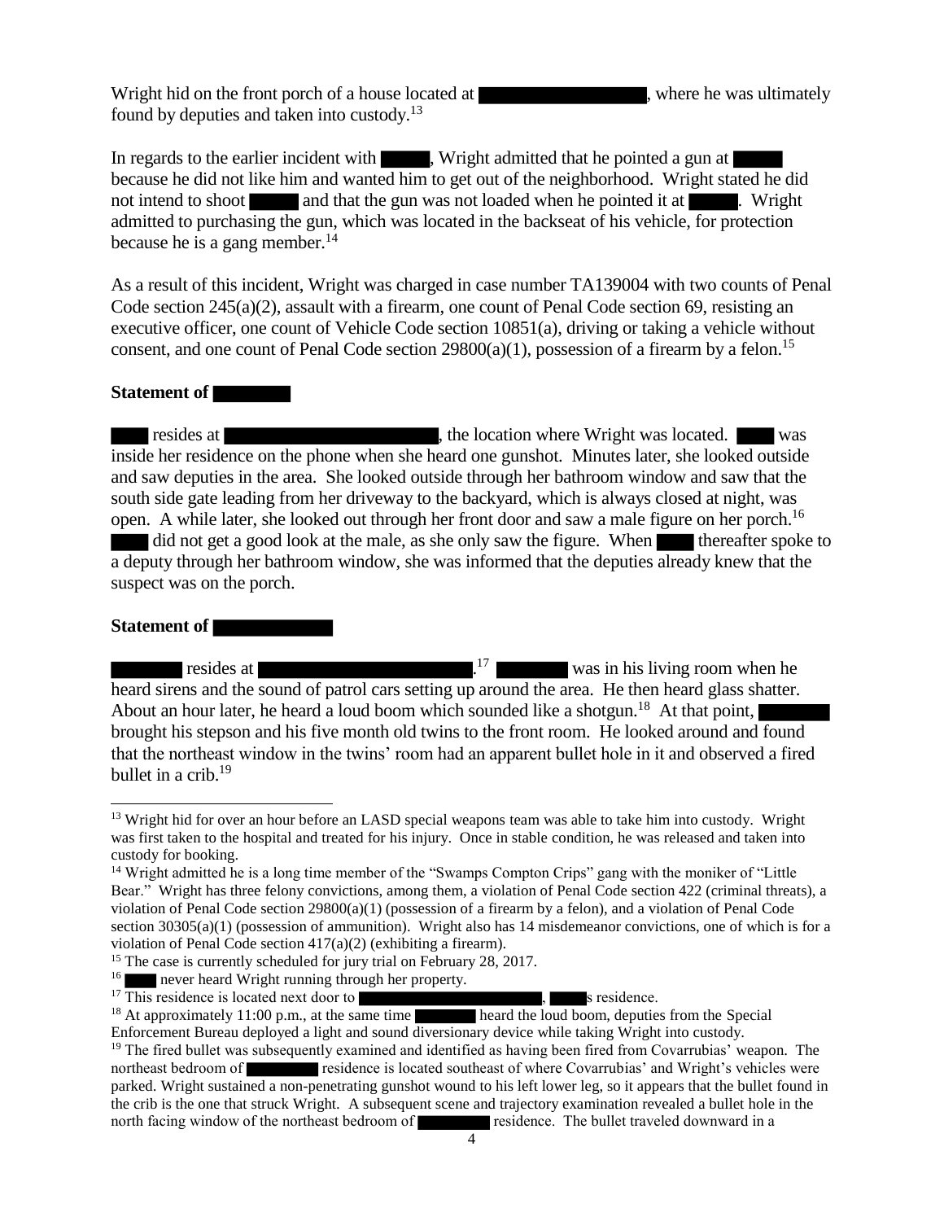Wright hid on the front porch of a house located at [REDACTED], where he was ultimately found by deputies and taken into custody.[13]

In regards to the earlier incident with [REDACTED], Wright admitted that he pointed a gun at [REDACTED] because he did not like him and wanted him to get out of the neighborhood. Wright stated he did not intend to shoot [REDACTED] and that the gun was not loaded when he pointed it at [REDACTED]. Wright admitted to purchasing the gun, which was located in the backseat of his vehicle, for protection because he is a gang member.[14]

As a result of this incident, Wright was charged in case number TA139004 with two counts of Penal Code section 245(a)(2), assault with a firearm, one count of Penal Code section 69, resisting an executive officer, one count of Vehicle Code section 10851(a), driving or taking a vehicle without consent, and one count of Penal Code section 29800(a)(1), possession of a firearm by a felon.[15]

**Statement of [REDACTED]**

[REDACTED] resides at [REDACTED], the location where Wright was located. [REDACTED] was inside her residence on the phone when she heard one gunshot. Minutes later, she looked outside and saw deputies in the area. She looked outside through her bathroom window and saw that the south side gate leading from her driveway to the backyard, which is always closed at night, was open. A while later, she looked out through her front door and saw a male figure on her porch.[16] [REDACTED] did not get a good look at the male, as she only saw the figure. When [REDACTED] thereafter spoke to a deputy through her bathroom window, she was informed that the deputies already knew that the suspect was on the porch.

**Statement of [REDACTED]**

[REDACTED] resides at [REDACTED].[17] [REDACTED] was in his living room when he heard sirens and the sound of patrol cars setting up around the area. He then heard glass shatter. About an hour later, he heard a loud boom which sounded like a shotgun.[18] At that point, [REDACTED] brought his stepson and his five month old twins to the front room. He looked around and found that the northeast window in the twins' room had an apparent bullet hole in it and observed a fired bullet in a crib.[19]

---

[13] Wright hid for over an hour before an LASD special weapons team was able to take him into custody. Wright was first taken to the hospital and treated for his injury. Once in stable condition, he was released and taken into custody for booking.

[14] Wright admitted he is a long time member of the "Swamps Compton Crips" gang with the moniker of "Little Bear." Wright has three felony convictions, among them, a violation of Penal Code section 422 (criminal threats), a violation of Penal Code section 29800(a)(1) (possession of a firearm by a felon), and a violation of Penal Code section 30305(a)(1) (possession of ammunition). Wright also has 14 misdemeanor convictions, one of which is for a violation of Penal Code section 417(a)(2) (exhibiting a firearm).

[15] The case is currently scheduled for jury trial on February 28, 2017.

[16] [REDACTED] never heard Wright running through her property.

[17] This residence is located next door to [REDACTED], [REDACTED]s residence.

[18] At approximately 11:00 p.m., at the same time [REDACTED] heard the loud boom, deputies from the Special Enforcement Bureau deployed a light and sound diversionary device while taking Wright into custody.

[19] The fired bullet was subsequently examined and identified as having been fired from Covarrubias' weapon. The northeast bedroom of [REDACTED] residence is located southeast of where Covarrubias' and Wright's vehicles were parked. Wright sustained a non-penetrating gunshot wound to his left lower leg, so it appears that the bullet found in the crib is the one that struck Wright. A subsequent scene and trajectory examination revealed a bullet hole in the north facing window of the northeast bedroom of [REDACTED] residence. The bullet traveled downward in a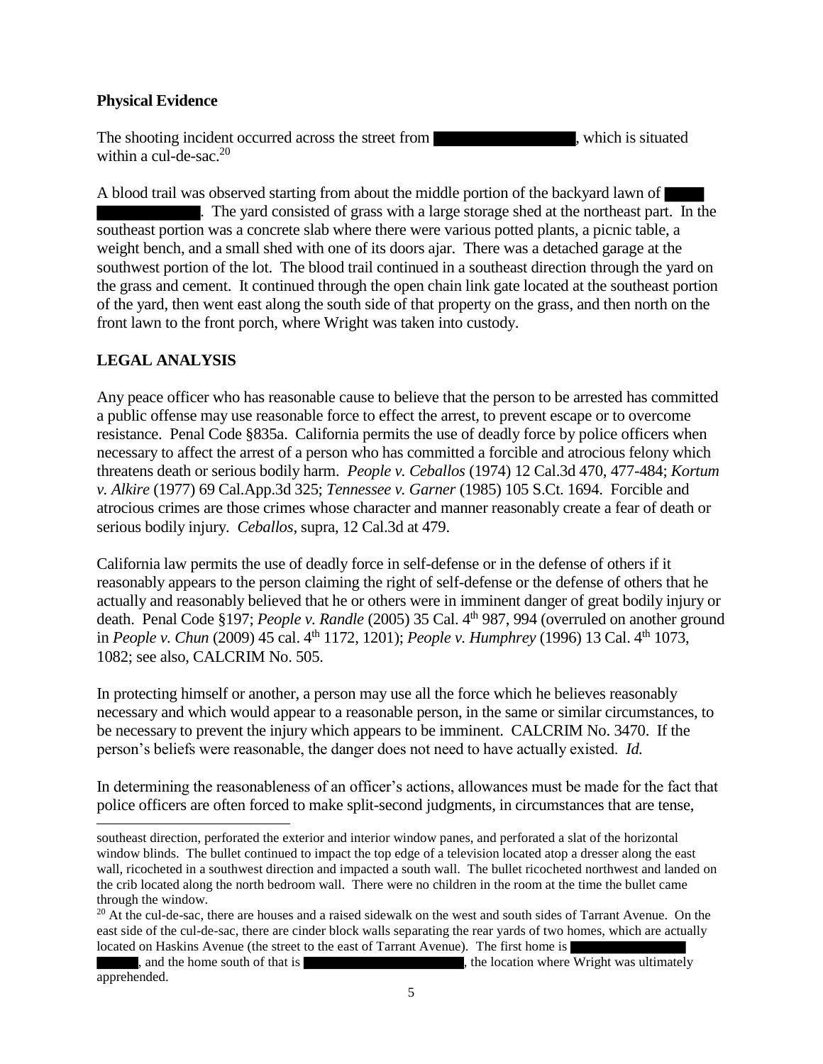**Physical Evidence**

The shooting incident occurred across the street from ████████████, which is situated within a cul-de-sac.[20]

A blood trail was observed starting from about the middle portion of the backyard lawn of ████ ████████. The yard consisted of grass with a large storage shed at the northeast part. In the southeast portion was a concrete slab where there were various potted plants, a picnic table, a weight bench, and a small shed with one of its doors ajar. There was a detached garage at the southwest portion of the lot. The blood trail continued in a southeast direction through the yard on the grass and cement. It continued through the open chain link gate located at the southeast portion of the yard, then went east along the south side of that property on the grass, and then north on the front lawn to the front porch, where Wright was taken into custody.

## LEGAL ANALYSIS

Any peace officer who has reasonable cause to believe that the person to be arrested has committed a public offense may use reasonable force to effect the arrest, to prevent escape or to overcome resistance. Penal Code §835a. California permits the use of deadly force by police officers when necessary to affect the arrest of a person who has committed a forcible and atrocious felony which threatens death or serious bodily harm. *People v. Ceballos* (1974) 12 Cal.3d 470, 477-484; *Kortum v. Alkire* (1977) 69 Cal.App.3d 325; *Tennessee v. Garner* (1985) 105 S.Ct. 1694. Forcible and atrocious crimes are those crimes whose character and manner reasonably create a fear of death or serious bodily injury. *Ceballos*, supra, 12 Cal.3d at 479.

California law permits the use of deadly force in self-defense or in the defense of others if it reasonably appears to the person claiming the right of self-defense or the defense of others that he actually and reasonably believed that he or others were in imminent danger of great bodily injury or death. Penal Code §197; *People v. Randle* (2005) 35 Cal. 4th 987, 994 (overruled on another ground in *People v. Chun* (2009) 45 cal. 4th 1172, 1201); *People v. Humphrey* (1996) 13 Cal. 4th 1073, 1082; see also, CALCRIM No. 505.

In protecting himself or another, a person may use all the force which he believes reasonably necessary and which would appear to a reasonable person, in the same or similar circumstances, to be necessary to prevent the injury which appears to be imminent. CALCRIM No. 3470. If the person's beliefs were reasonable, the danger does not need to have actually existed. *Id.*

In determining the reasonableness of an officer's actions, allowances must be made for the fact that police officers are often forced to make split-second judgments, in circumstances that are tense,

---

southeast direction, perforated the exterior and interior window panes, and perforated a slat of the horizontal window blinds. The bullet continued to impact the top edge of a television located atop a dresser along the east wall, ricocheted in a southwest direction and impacted a south wall. The bullet ricocheted northwest and landed on the crib located along the north bedroom wall. There were no children in the room at the time the bullet came through the window.

[20] At the cul-de-sac, there are houses and a raised sidewalk on the west and south sides of Tarrant Avenue. On the east side of the cul-de-sac, there are cinder block walls separating the rear yards of two homes, which are actually located on Haskins Avenue (the street to the east of Tarrant Avenue). The first home is ████████████ █████, and the home south of that is ████████████████, the location where Wright was ultimately apprehended.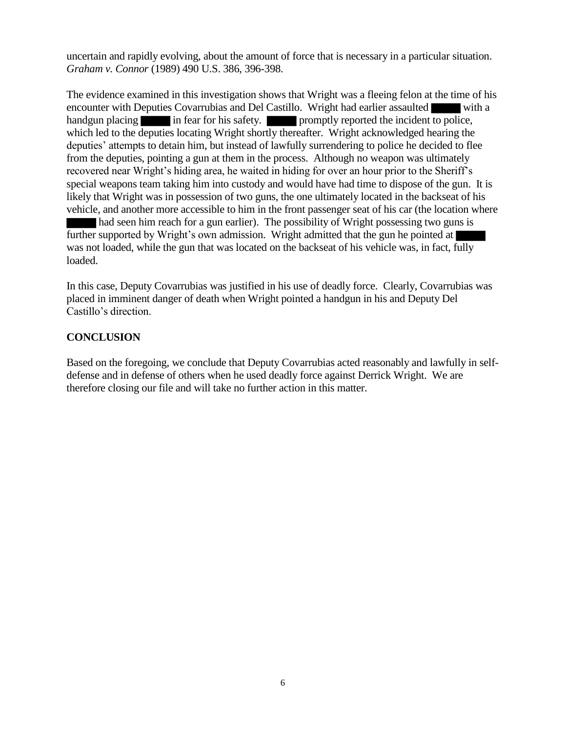uncertain and rapidly evolving, about the amount of force that is necessary in a particular situation. *Graham v. Connor* (1989) 490 U.S. 386, 396-398.

The evidence examined in this investigation shows that Wright was a fleeing felon at the time of his encounter with Deputies Covarrubias and Del Castillo. Wright had earlier assaulted ██████ with a handgun placing ██████ in fear for his safety. ██████ promptly reported the incident to police, which led to the deputies locating Wright shortly thereafter. Wright acknowledged hearing the deputies' attempts to detain him, but instead of lawfully surrendering to police he decided to flee from the deputies, pointing a gun at them in the process. Although no weapon was ultimately recovered near Wright's hiding area, he waited in hiding for over an hour prior to the Sheriff's special weapons team taking him into custody and would have had time to dispose of the gun. It is likely that Wright was in possession of two guns, the one ultimately located in the backseat of his vehicle, and another more accessible to him in the front passenger seat of his car (the location where ██████ had seen him reach for a gun earlier). The possibility of Wright possessing two guns is further supported by Wright's own admission. Wright admitted that the gun he pointed at ██████ was not loaded, while the gun that was located on the backseat of his vehicle was, in fact, fully loaded.

In this case, Deputy Covarrubias was justified in his use of deadly force. Clearly, Covarrubias was placed in imminent danger of death when Wright pointed a handgun in his and Deputy Del Castillo's direction.

## CONCLUSION

Based on the foregoing, we conclude that Deputy Covarrubias acted reasonably and lawfully in self-defense and in defense of others when he used deadly force against Derrick Wright. We are therefore closing our file and will take no further action in this matter.